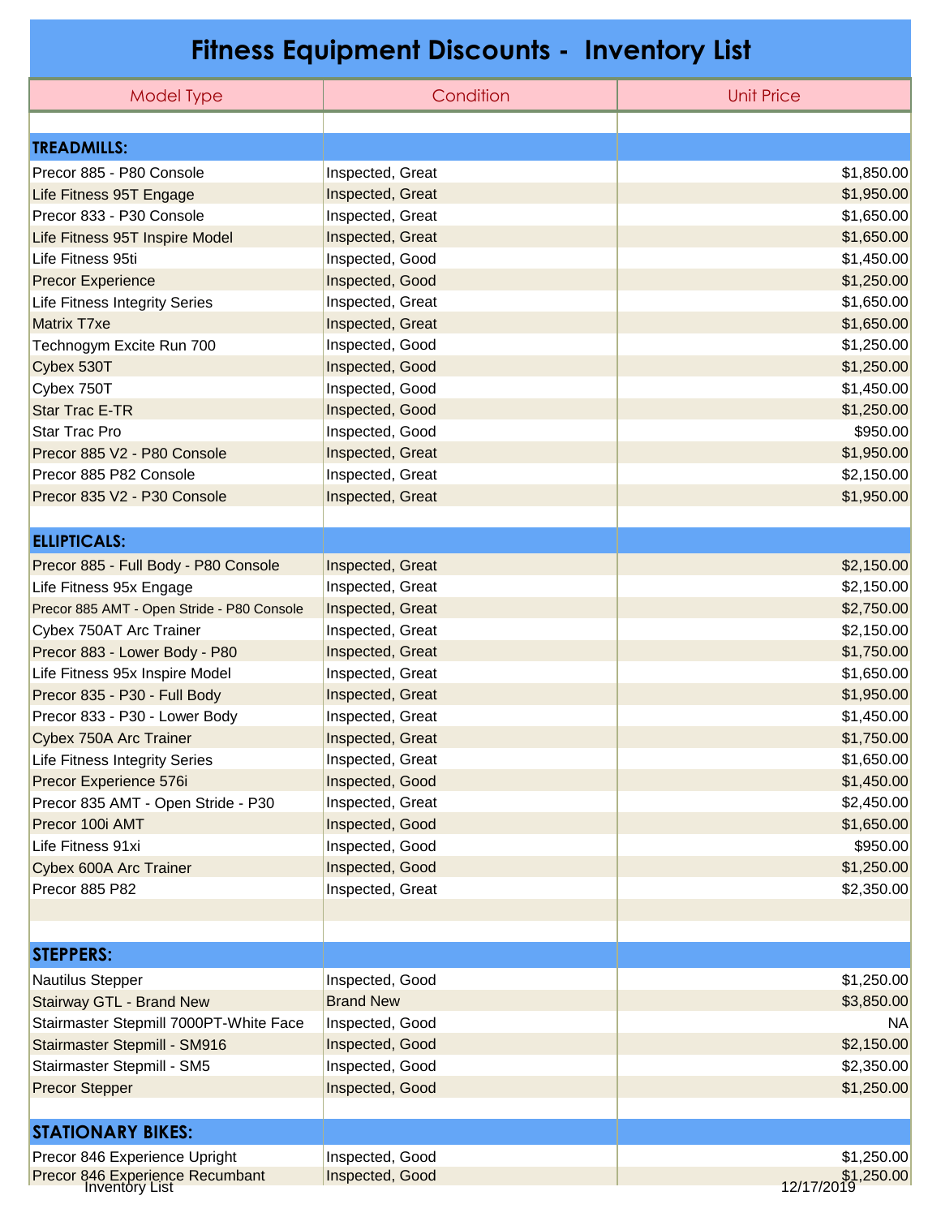# Fitness Equipment Discounts - Inventory List

| Model Type | Condition | Unit Price |
|---|---|---|
| | | |
| **TREADMILLS:** | | |
| Precor 885 - P80 Console | Inspected, Great | $1,850.00 |
| Life Fitness 95T Engage | Inspected, Great | $1,950.00 |
| Precor 833 - P30 Console | Inspected, Great | $1,650.00 |
| Life Fitness 95T Inspire Model | Inspected, Great | $1,650.00 |
| Life Fitness 95ti | Inspected, Good | $1,450.00 |
| Precor Experience | Inspected, Good | $1,250.00 |
| Life Fitness Integrity Series | Inspected, Great | $1,650.00 |
| Matrix T7xe | Inspected, Great | $1,650.00 |
| Technogym Excite Run 700 | Inspected, Good | $1,250.00 |
| Cybex 530T | Inspected, Good | $1,250.00 |
| Cybex 750T | Inspected, Good | $1,450.00 |
| Star Trac E-TR | Inspected, Good | $1,250.00 |
| Star Trac Pro | Inspected, Good | $950.00 |
| Precor 885 V2 - P80 Console | Inspected, Great | $1,950.00 |
| Precor 885 P82 Console | Inspected, Great | $2,150.00 |
| Precor 835 V2 - P30 Console | Inspected, Great | $1,950.00 |
| | | |
| **ELLIPTICALS:** | | |
| Precor 885 - Full Body - P80 Console | Inspected, Great | $2,150.00 |
| Life Fitness 95x Engage | Inspected, Great | $2,150.00 |
| Precor 885 AMT - Open Stride - P80 Console | Inspected, Great | $2,750.00 |
| Cybex 750AT Arc Trainer | Inspected, Great | $2,150.00 |
| Precor 883 - Lower Body - P80 | Inspected, Great | $1,750.00 |
| Life Fitness 95x Inspire Model | Inspected, Great | $1,650.00 |
| Precor 835 - P30 - Full Body | Inspected, Great | $1,950.00 |
| Precor 833 - P30 - Lower Body | Inspected, Great | $1,450.00 |
| Cybex 750A Arc Trainer | Inspected, Great | $1,750.00 |
| Life Fitness Integrity Series | Inspected, Great | $1,650.00 |
| Precor Experience 576i | Inspected, Good | $1,450.00 |
| Precor 835 AMT - Open Stride - P30 | Inspected, Great | $2,450.00 |
| Precor 100i AMT | Inspected, Good | $1,650.00 |
| Life Fitness 91xi | Inspected, Good | $950.00 |
| Cybex 600A Arc Trainer | Inspected, Good | $1,250.00 |
| Precor 885 P82 | Inspected, Great | $2,350.00 |
| | | |
| | | |
| **STEPPERS:** | | |
| Nautilus Stepper | Inspected, Good | $1,250.00 |
| Stairway GTL - Brand New | Brand New | $3,850.00 |
| Stairmaster Stepmill 7000PT-White Face | Inspected, Good | NA |
| Stairmaster Stepmill - SM916 | Inspected, Good | $2,150.00 |
| Stairmaster Stepmill - SM5 | Inspected, Good | $2,350.00 |
| Precor Stepper | Inspected, Good | $1,250.00 |
| | | |
| **STATIONARY BIKES:** | | |
| Precor 846 Experience Upright | Inspected, Good | $1,250.00 |
| Precor 846 Experience Recumbant | Inspected, Good | $1,250.00 |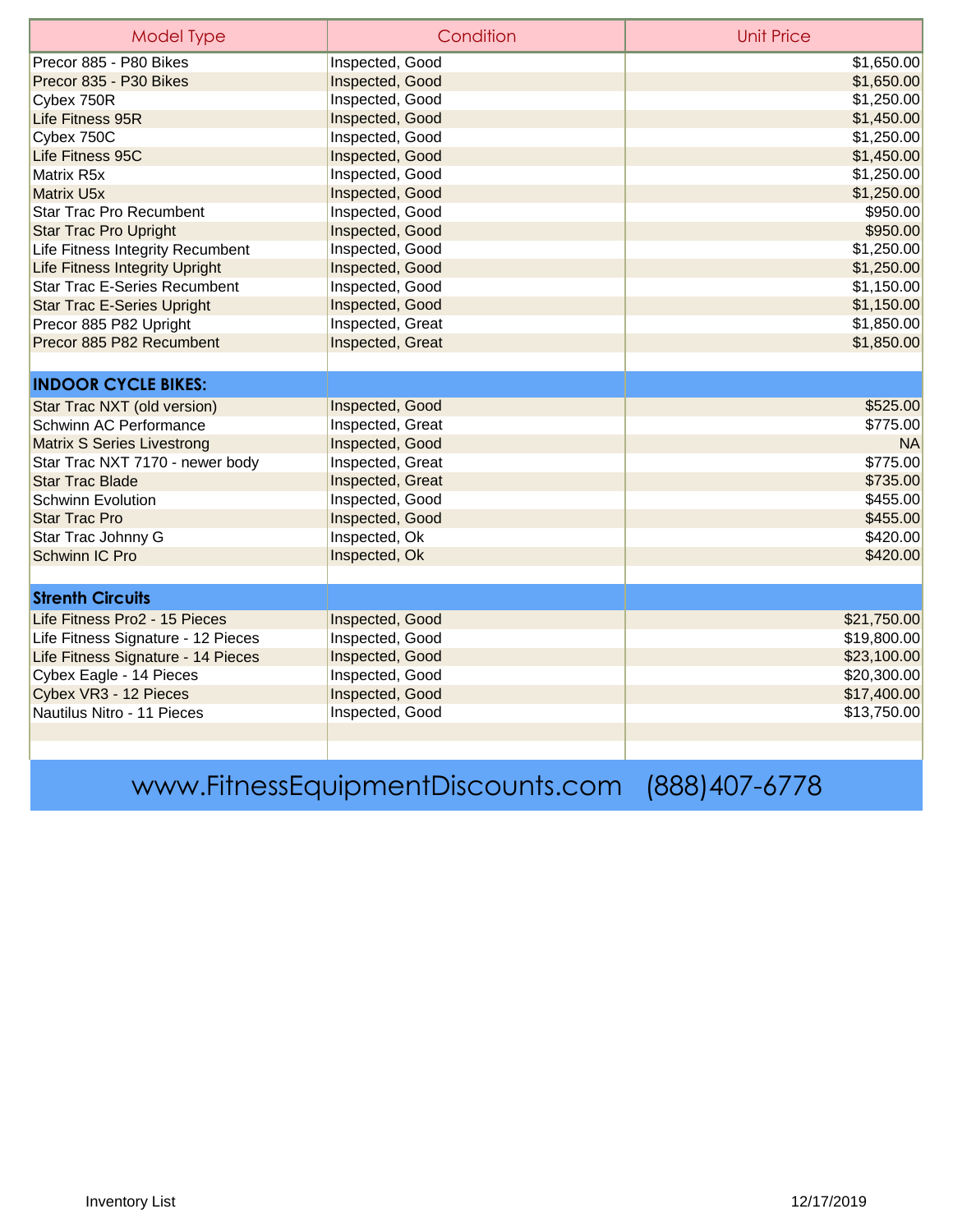| Model Type | Condition | Unit Price |
|---|---|---|
| Precor 885 - P80 Bikes | Inspected, Good | $1,650.00 |
| Precor 835 - P30 Bikes | Inspected, Good | $1,650.00 |
| Cybex 750R | Inspected, Good | $1,250.00 |
| Life Fitness 95R | Inspected, Good | $1,450.00 |
| Cybex 750C | Inspected, Good | $1,250.00 |
| Life Fitness 95C | Inspected, Good | $1,450.00 |
| Matrix R5x | Inspected, Good | $1,250.00 |
| Matrix U5x | Inspected, Good | $1,250.00 |
| Star Trac Pro Recumbent | Inspected, Good | $950.00 |
| Star Trac Pro Upright | Inspected, Good | $950.00 |
| Life Fitness Integrity Recumbent | Inspected, Good | $1,250.00 |
| Life Fitness Integrity Upright | Inspected, Good | $1,250.00 |
| Star Trac E-Series Recumbent | Inspected, Good | $1,150.00 |
| Star Trac E-Series Upright | Inspected, Good | $1,150.00 |
| Precor 885 P82 Upright | Inspected, Great | $1,850.00 |
| Precor 885 P82 Recumbent | Inspected, Great | $1,850.00 |
| | | |
| **INDOOR CYCLE BIKES:** | | |
| Star Trac NXT (old version) | Inspected, Good | $525.00 |
| Schwinn AC Performance | Inspected, Great | $775.00 |
| Matrix S Series Livestrong | Inspected, Good | NA |
| Star Trac NXT 7170 - newer body | Inspected, Great | $775.00 |
| Star Trac Blade | Inspected, Great | $735.00 |
| Schwinn Evolution | Inspected, Good | $455.00 |
| Star Trac Pro | Inspected, Good | $455.00 |
| Star Trac Johnny G | Inspected, Ok | $420.00 |
| Schwinn IC Pro | Inspected, Ok | $420.00 |
| | | |
| **Strenth Circuits** | | |
| Life Fitness Pro2 - 15 Pieces | Inspected, Good | $21,750.00 |
| Life Fitness Signature - 12 Pieces | Inspected, Good | $19,800.00 |
| Life Fitness Signature - 14 Pieces | Inspected, Good | $23,100.00 |
| Cybex Eagle - 14 Pieces | Inspected, Good | $20,300.00 |
| Cybex VR3 - 12 Pieces | Inspected, Good | $17,400.00 |
| Nautilus Nitro - 11 Pieces | Inspected, Good | $13,750.00 |

www.FitnessEquipmentDiscounts.com (888)407-6778

Inventory List 12/17/2019